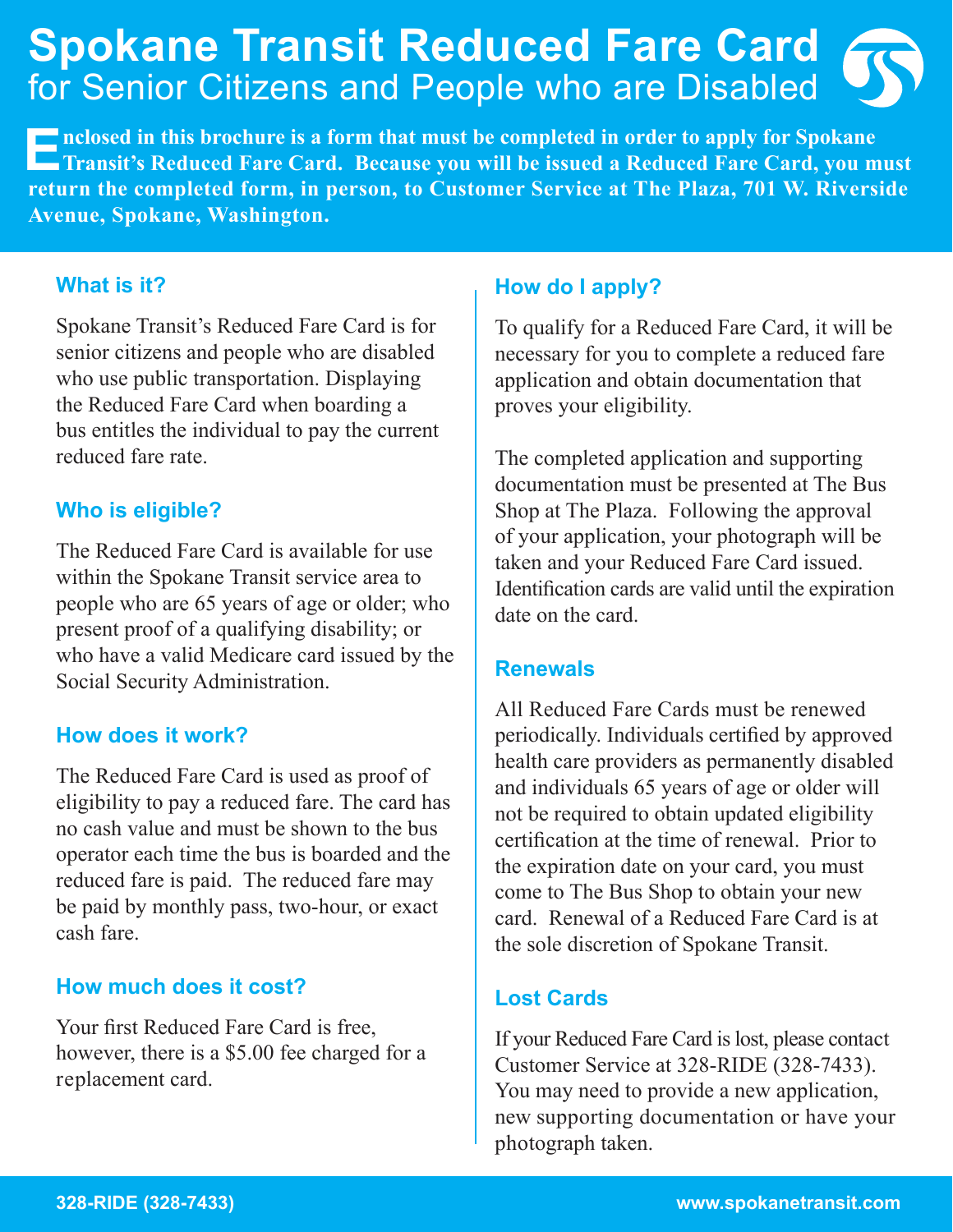# Spokane Transit Reduced Fare Card

## for Senior Citizens and People who are Disabled

**Enclosed in this brochure is a form that must be completed in order to apply for Spokane Transit's Reduced Fare Card. Because you will be issued a Reduced Fare Card, you must return the completed form, in person, to Customer Service at The Plaza, 701 W. Riverside Avenue, Spokane, Washington.**

### What is it?

Spokane Transit's Reduced Fare Card is for senior citizens and people who are disabled who use public transportation. Displaying the Reduced Fare Card when boarding a bus entitles the individual to pay the current reduced fare rate.

### Who is eligible?

The Reduced Fare Card is available for use within the Spokane Transit service area to people who are 65 years of age or older; who present proof of a qualifying disability; or who have a valid Medicare card issued by the Social Security Administration.

### How does it work?

The Reduced Fare Card is used as proof of eligibility to pay a reduced fare. The card has no cash value and must be shown to the bus operator each time the bus is boarded and the reduced fare is paid. The reduced fare may be paid by monthly pass, two-hour, or exact cash fare.

### How much does it cost?

Your first Reduced Fare Card is free, however, there is a $5.00 fee charged for a replacement card.

### How do I apply?

To qualify for a Reduced Fare Card, it will be necessary for you to complete a reduced fare application and obtain documentation that proves your eligibility.

The completed application and supporting documentation must be presented at The Bus Shop at The Plaza. Following the approval of your application, your photograph will be taken and your Reduced Fare Card issued. Identification cards are valid until the expiration date on the card.

### Renewals

All Reduced Fare Cards must be renewed periodically. Individuals certified by approved health care providers as permanently disabled and individuals 65 years of age or older will not be required to obtain updated eligibility certification at the time of renewal. Prior to the expiration date on your card, you must come to The Bus Shop to obtain your new card. Renewal of a Reduced Fare Card is at the sole discretion of Spokane Transit.

### Lost Cards

If your Reduced Fare Card is lost, please contact Customer Service at 328-RIDE (328-7433). You may need to provide a new application, new supporting documentation or have your photograph taken.

328-RIDE (328-7433) www.spokanetransit.com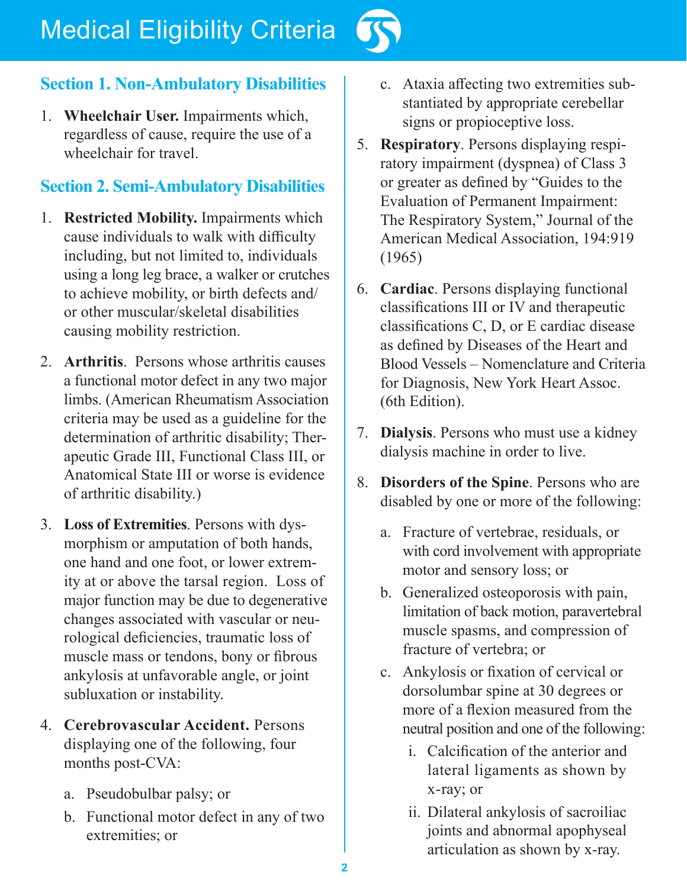# Medical Eligibility Criteria

## Section 1. Non-Ambulatory Disabilities

1. **Wheelchair User.** Impairments which, regardless of cause, require the use of a wheelchair for travel.

## Section 2. Semi-Ambulatory Disabilities

1. **Restricted Mobility.** Impairments which cause individuals to walk with difficulty including, but not limited to, individuals using a long leg brace, a walker or crutches to achieve mobility, or birth defects and/ or other muscular/skeletal disabilities causing mobility restriction.

2. **Arthritis**. Persons whose arthritis causes a functional motor defect in any two major limbs. (American Rheumatism Association criteria may be used as a guideline for the determination of arthritic disability; Therapeutic Grade III, Functional Class III, or Anatomical State III or worse is evidence of arthritic disability.)

3. **Loss of Extremities**. Persons with dysmorphism or amputation of both hands, one hand and one foot, or lower extremity at or above the tarsal region. Loss of major function may be due to degenerative changes associated with vascular or neurological deficiencies, traumatic loss of muscle mass or tendons, bony or fibrous ankylosis at unfavorable angle, or joint subluxation or instability.

4. **Cerebrovascular Accident.** Persons displaying one of the following, four months post-CVA:
   a. Pseudobulbar palsy; or
   b. Functional motor defect in any of two extremities; or
   c. Ataxia affecting two extremities substantiated by appropriate cerebellar signs or propioceptive loss.

5. **Respiratory**. Persons displaying respiratory impairment (dyspnea) of Class 3 or greater as defined by "Guides to the Evaluation of Permanent Impairment: The Respiratory System," Journal of the American Medical Association, 194:919 (1965)

6. **Cardiac**. Persons displaying functional classifications III or IV and therapeutic classifications C, D, or E cardiac disease as defined by Diseases of the Heart and Blood Vessels – Nomenclature and Criteria for Diagnosis, New York Heart Assoc. (6th Edition).

7. **Dialysis**. Persons who must use a kidney dialysis machine in order to live.

8. **Disorders of the Spine**. Persons who are disabled by one or more of the following:
   a. Fracture of vertebrae, residuals, or with cord involvement with appropriate motor and sensory loss; or
   b. Generalized osteoporosis with pain, limitation of back motion, paravertebral muscle spasms, and compression of fracture of vertebra; or
   c. Ankylosis or fixation of cervical or dorsolumbar spine at 30 degrees or more of a flexion measured from the neutral position and one of the following:
      i. Calcification of the anterior and lateral ligaments as shown by x-ray; or
      ii. Dilateral ankylosis of sacroiliac joints and abnormal apophyseal articulation as shown by x-ray.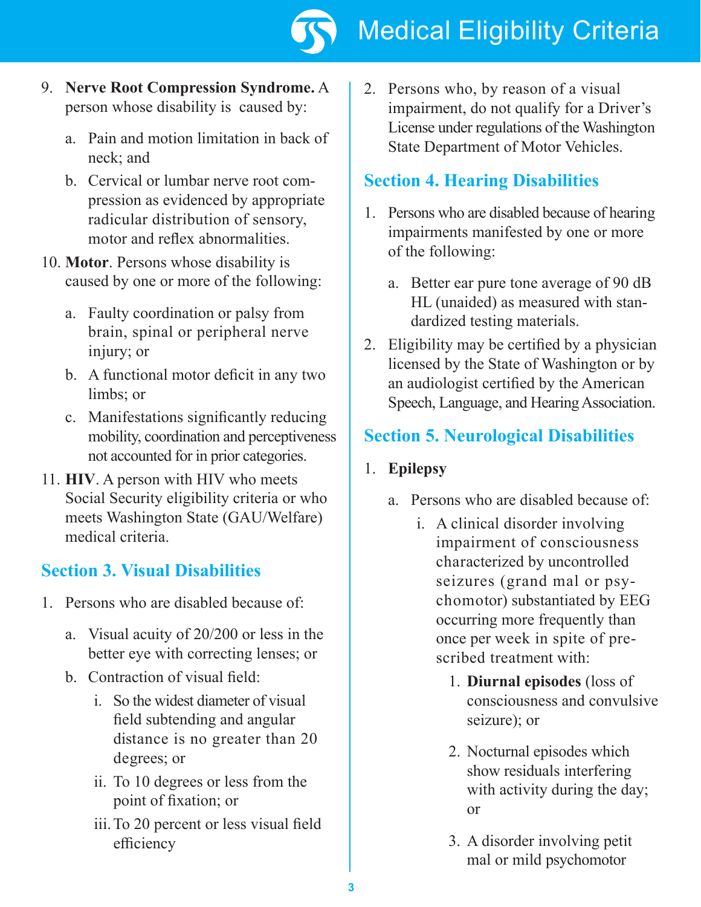9. **Nerve Root Compression Syndrome.** A person whose disability is caused by:

   a. Pain and motion limitation in back of neck; and

   b. Cervical or lumbar nerve root compression as evidenced by appropriate radicular distribution of sensory, motor and reflex abnormalities.

10. **Motor**. Persons whose disability is caused by one or more of the following:

    a. Faulty coordination or palsy from brain, spinal or peripheral nerve injury; or

    b. A functional motor deficit in any two limbs; or

    c. Manifestations significantly reducing mobility, coordination and perceptiveness not accounted for in prior categories.

11. **HIV**. A person with HIV who meets Social Security eligibility criteria or who meets Washington State (GAU/Welfare) medical criteria.

## Section 3. Visual Disabilities

1. Persons who are disabled because of:

   a. Visual acuity of 20/200 or less in the better eye with correcting lenses; or

   b. Contraction of visual field:

      i. So the widest diameter of visual field subtending and angular distance is no greater than 20 degrees; or

      ii. To 10 degrees or less from the point of fixation; or

      iii. To 20 percent or less visual field efficiency

2. Persons who, by reason of a visual impairment, do not qualify for a Driver's License under regulations of the Washington State Department of Motor Vehicles.

## Section 4. Hearing Disabilities

1. Persons who are disabled because of hearing impairments manifested by one or more of the following:

   a. Better ear pure tone average of 90 dB HL (unaided) as measured with standardized testing materials.

2. Eligibility may be certified by a physician licensed by the State of Washington or by an audiologist certified by the American Speech, Language, and Hearing Association.

## Section 5. Neurological Disabilities

1. **Epilepsy**

   a. Persons who are disabled because of:

      i. A clinical disorder involving impairment of consciousness characterized by uncontrolled seizures (grand mal or psychomotor) substantiated by EEG occurring more frequently than once per week in spite of prescribed treatment with:

         1. **Diurnal episodes** (loss of consciousness and convulsive seizure); or

         2. Nocturnal episodes which show residuals interfering with activity during the day; or

         3. A disorder involving petit mal or mild psychomotor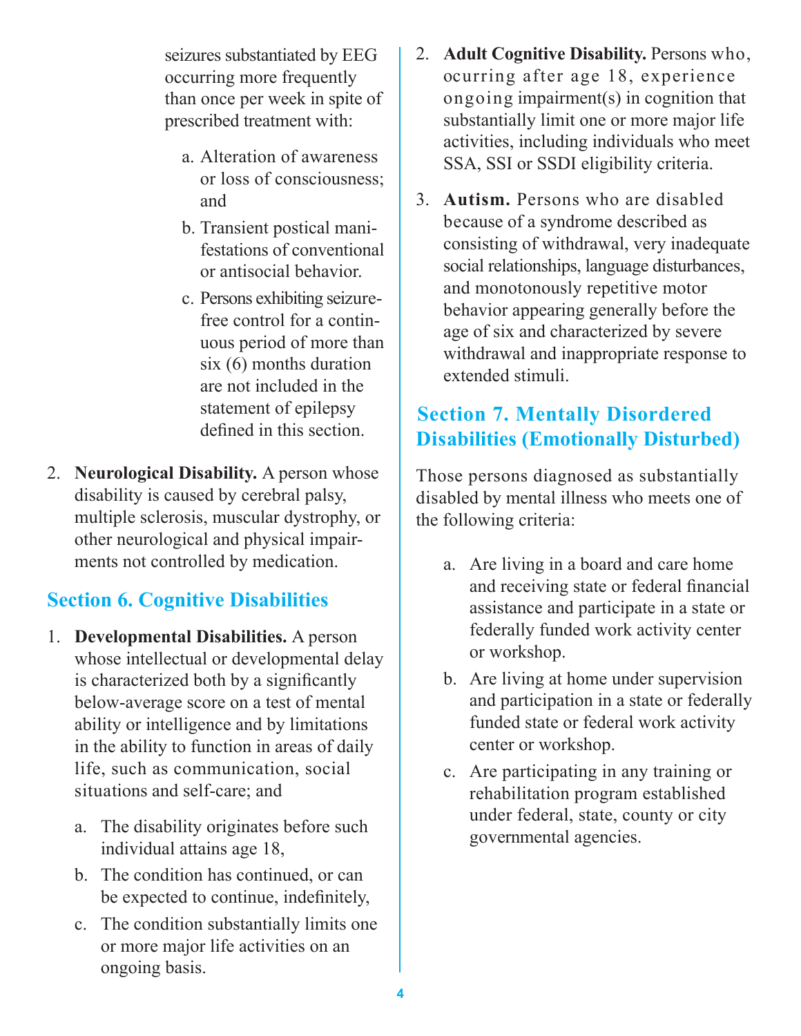seizures substantiated by EEG occurring more frequently than once per week in spite of prescribed treatment with:

a. Alteration of awareness or loss of consciousness; and
b. Transient postical manifestations of conventional or antisocial behavior.
c. Persons exhibiting seizure-free control for a continuous period of more than six (6) months duration are not included in the statement of epilepsy defined in this section.

2. **Neurological Disability.** A person whose disability is caused by cerebral palsy, multiple sclerosis, muscular dystrophy, or other neurological and physical impairments not controlled by medication.

## Section 6. Cognitive Disabilities

1. **Developmental Disabilities.** A person whose intellectual or developmental delay is characterized both by a significantly below-average score on a test of mental ability or intelligence and by limitations in the ability to function in areas of daily life, such as communication, social situations and self-care; and
   a. The disability originates before such individual attains age 18,
   b. The condition has continued, or can be expected to continue, indefinitely,
   c. The condition substantially limits one or more major life activities on an ongoing basis.
2. **Adult Cognitive Disability.** Persons who, ocurring after age 18, experience ongoing impairment(s) in cognition that substantially limit one or more major life activities, including individuals who meet SSA, SSI or SSDI eligibility criteria.
3. **Autism.** Persons who are disabled because of a syndrome described as consisting of withdrawal, very inadequate social relationships, language disturbances, and monotonously repetitive motor behavior appearing generally before the age of six and characterized by severe withdrawal and inappropriate response to extended stimuli.

## Section 7. Mentally Disordered Disabilities (Emotionally Disturbed)

Those persons diagnosed as substantially disabled by mental illness who meets one of the following criteria:

a. Are living in a board and care home and receiving state or federal financial assistance and participate in a state or federally funded work activity center or workshop.
b. Are living at home under supervision and participation in a state or federally funded state or federal work activity center or workshop.
c. Are participating in any training or rehabilitation program established under federal, state, county or city governmental agencies.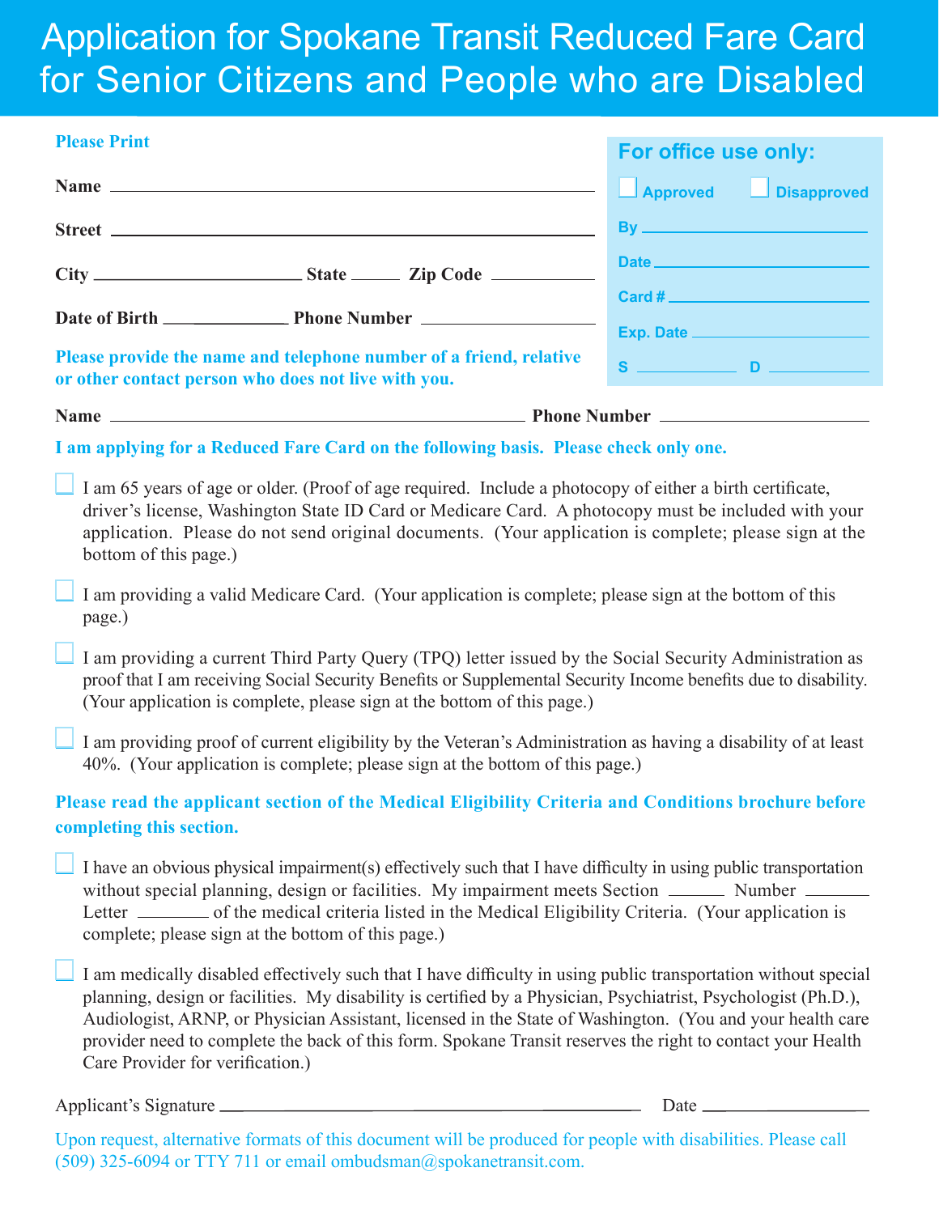# Application for Spokane Transit Reduced Fare Card for Senior Citizens and People who are Disabled

**Please Print**

**Name** ______________________________

**Street** ______________________________

**City** ______________ **State** ______ **Zip Code** ________

**Date of Birth** ____________ **Phone Number** ______________

**For office use only:**

☐ Approved ☐ Disapproved

By ______________

Date ______________

Card # ______________

Exp. Date ______________

S ________ D ________

**Please provide the name and telephone number of a friend, relative or other contact person who does not live with you.**

**Name** ______________________________ **Phone Number** ______________

**I am applying for a Reduced Fare Card on the following basis. Please check only one.**

☐ I am 65 years of age or older. (Proof of age required. Include a photocopy of either a birth certificate, driver's license, Washington State ID Card or Medicare Card. A photocopy must be included with your application. Please do not send original documents. (Your application is complete; please sign at the bottom of this page.)

☐ I am providing a valid Medicare Card. (Your application is complete; please sign at the bottom of this page.)

☐ I am providing a current Third Party Query (TPQ) letter issued by the Social Security Administration as proof that I am receiving Social Security Benefits or Supplemental Security Income benefits due to disability. (Your application is complete, please sign at the bottom of this page.)

☐ I am providing proof of current eligibility by the Veteran's Administration as having a disability of at least 40%. (Your application is complete; please sign at the bottom of this page.)

**Please read the applicant section of the Medical Eligibility Criteria and Conditions brochure before completing this section.**

☐ I have an obvious physical impairment(s) effectively such that I have difficulty in using public transportation without special planning, design or facilities. My impairment meets Section ______ Number ______ Letter ______ of the medical criteria listed in the Medical Eligibility Criteria. (Your application is complete; please sign at the bottom of this page.)

☐ I am medically disabled effectively such that I have difficulty in using public transportation without special planning, design or facilities. My disability is certified by a Physician, Psychiatrist, Psychologist (Ph.D.), Audiologist, ARNP, or Physician Assistant, licensed in the State of Washington. (You and your health care provider need to complete the back of this form. Spokane Transit reserves the right to contact your Health Care Provider for verification.)

Applicant's Signature ______________________________ Date ______________

Upon request, alternative formats of this document will be produced for people with disabilities. Please call (509) 325-6094 or TTY 711 or email ombudsman@spokanetransit.com.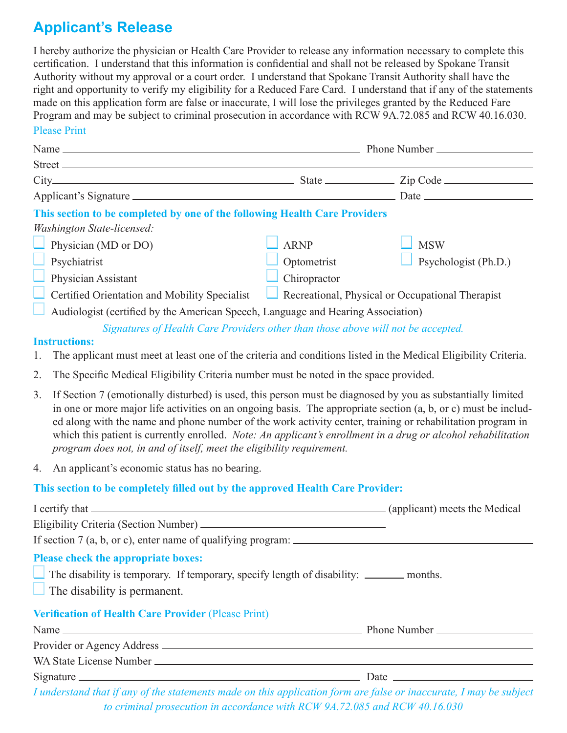## Applicant's Release

I hereby authorize the physician or Health Care Provider to release any information necessary to complete this certification. I understand that this information is confidential and shall not be released by Spokane Transit Authority without my approval or a court order. I understand that Spokane Transit Authority shall have the right and opportunity to verify my eligibility for a Reduced Fare Card. I understand that if any of the statements made on this application form are false or inaccurate, I will lose the privileges granted by the Reduced Fare Program and may be subject to criminal prosecution in accordance with RCW 9A.72.085 and RCW 40.16.030.

Please Print

Name ______________________________ Phone Number ______________

Street ______________________________________________________

City ______________________ State __________ Zip Code __________

Applicant's Signature ______________________________ Date __________

**This section to be completed by one of the following Health Care Providers**

*Washington State-licensed:*

- ☐ Physician (MD or DO)
- ☐ ARNP
- ☐ MSW
- ☐ Psychiatrist
- ☐ Optometrist
- ☐ Psychologist (Ph.D.)
- ☐ Physician Assistant
- ☐ Chiropractor
- ☐ Certified Orientation and Mobility Specialist
- ☐ Recreational, Physical or Occupational Therapist
- ☐ Audiologist (certified by the American Speech, Language and Hearing Association)

*Signatures of Health Care Providers other than those above will not be accepted.*

**Instructions:**

1. The applicant must meet at least one of the criteria and conditions listed in the Medical Eligibility Criteria.
2. The Specific Medical Eligibility Criteria number must be noted in the space provided.
3. If Section 7 (emotionally disturbed) is used, this person must be diagnosed by you as substantially limited in one or more major life activities on an ongoing basis. The appropriate section (a, b, or c) must be included along with the name and phone number of the work activity center, training or rehabilitation program in which this patient is currently enrolled. *Note: An applicant's enrollment in a drug or alcohol rehabilitation program does not, in and of itself, meet the eligibility requirement.*
4. An applicant's economic status has no bearing.

**This section to be completely filled out by the approved Health Care Provider:**

I certify that ______________________________ (applicant) meets the Medical Eligibility Criteria (Section Number) ______________

If section 7 (a, b, or c), enter name of qualifying program: ______________________

**Please check the appropriate boxes:**

- ☐ The disability is temporary. If temporary, specify length of disability: _______ months.
- ☐ The disability is permanent.

**Verification of Health Care Provider** (Please Print)

Name ______________________________ Phone Number ______________

Provider or Agency Address ______________________________________

WA State License Number ________________________________________

Signature ______________________________ Date __________

*I understand that if any of the statements made on this application form are false or inaccurate, I may be subject to criminal prosecution in accordance with RCW 9A.72.085 and RCW 40.16.030*